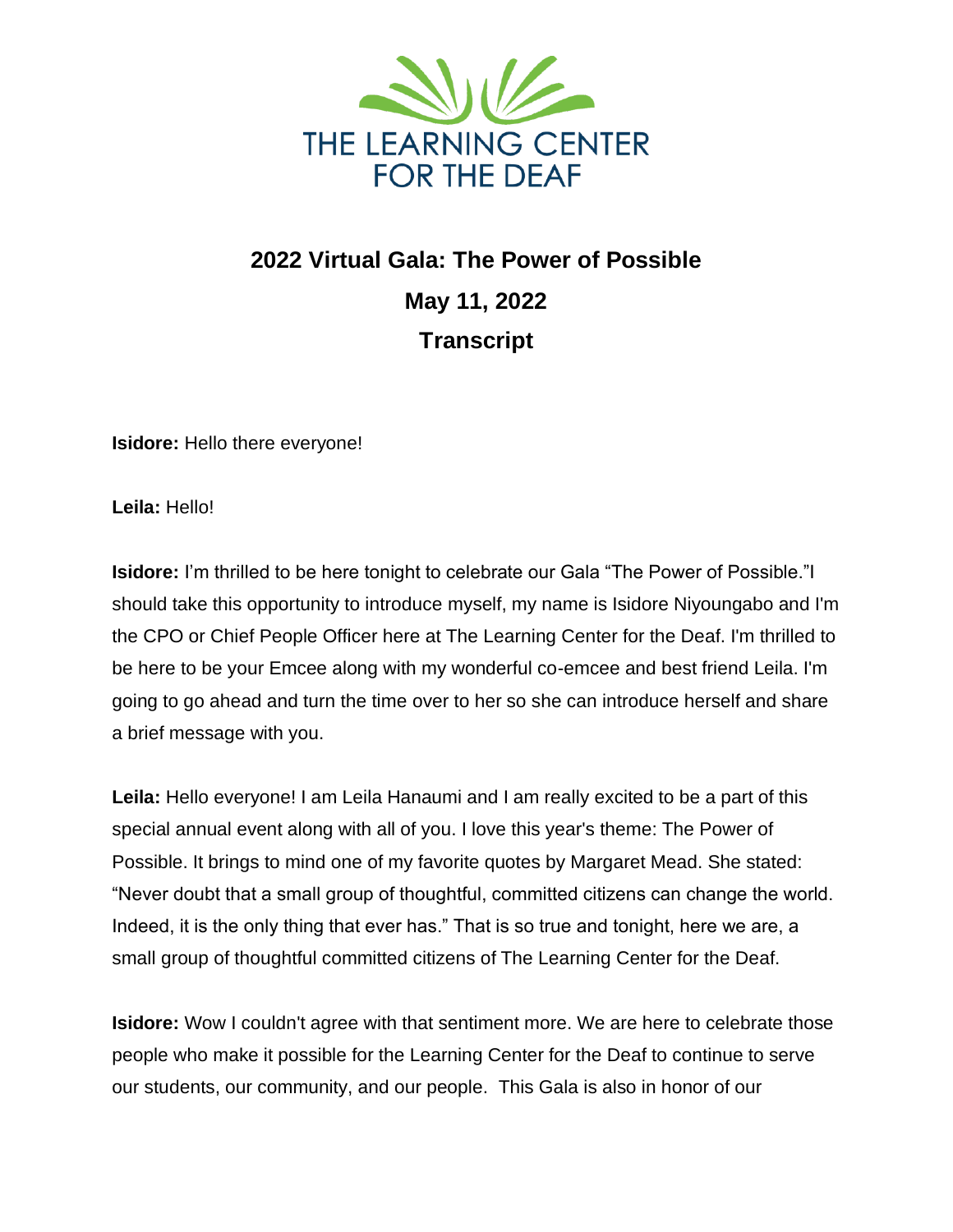THE LEARNING CENTER FOR THE DEAF

# 2022 Virtual Gala: The Power of Possible

## May 11, 2022

## Transcript

**Isidore:** Hello there everyone!

**Leila:** Hello!

**Isidore:** I'm thrilled to be here tonight to celebrate our Gala "The Power of Possible."I should take this opportunity to introduce myself, my name is Isidore Niyoungabo and I'm the CPO or Chief People Officer here at The Learning Center for the Deaf. I'm thrilled to be here to be your Emcee along with my wonderful co-emcee and best friend Leila. I'm going to go ahead and turn the time over to her so she can introduce herself and share a brief message with you.

**Leila:** Hello everyone! I am Leila Hanaumi and I am really excited to be a part of this special annual event along with all of you. I love this year's theme: The Power of Possible. It brings to mind one of my favorite quotes by Margaret Mead. She stated: "Never doubt that a small group of thoughtful, committed citizens can change the world. Indeed, it is the only thing that ever has." That is so true and tonight, here we are, a small group of thoughtful committed citizens of The Learning Center for the Deaf.

**Isidore:** Wow I couldn't agree with that sentiment more. We are here to celebrate those people who make it possible for the Learning Center for the Deaf to continue to serve our students, our community, and our people. This Gala is also in honor of our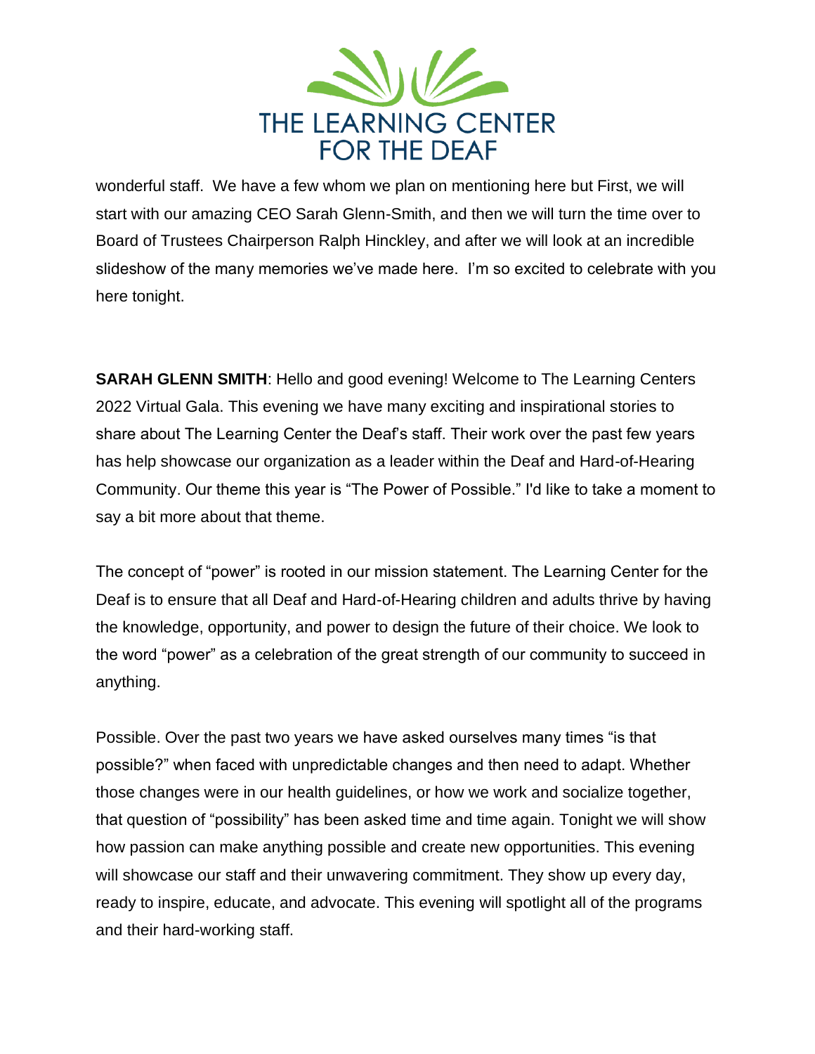wonderful staff. We have a few whom we plan on mentioning here but First, we will start with our amazing CEO Sarah Glenn-Smith, and then we will turn the time over to Board of Trustees Chairperson Ralph Hinckley, and after we will look at an incredible slideshow of the many memories we've made here. I'm so excited to celebrate with you here tonight.

**SARAH GLENN SMITH**: Hello and good evening! Welcome to The Learning Centers 2022 Virtual Gala. This evening we have many exciting and inspirational stories to share about The Learning Center the Deaf's staff. Their work over the past few years has help showcase our organization as a leader within the Deaf and Hard-of-Hearing Community. Our theme this year is "The Power of Possible." I'd like to take a moment to say a bit more about that theme.

The concept of "power" is rooted in our mission statement. The Learning Center for the Deaf is to ensure that all Deaf and Hard-of-Hearing children and adults thrive by having the knowledge, opportunity, and power to design the future of their choice. We look to the word "power" as a celebration of the great strength of our community to succeed in anything.

Possible. Over the past two years we have asked ourselves many times "is that possible?" when faced with unpredictable changes and then need to adapt. Whether those changes were in our health guidelines, or how we work and socialize together, that question of "possibility" has been asked time and time again. Tonight we will show how passion can make anything possible and create new opportunities. This evening will showcase our staff and their unwavering commitment. They show up every day, ready to inspire, educate, and advocate. This evening will spotlight all of the programs and their hard-working staff.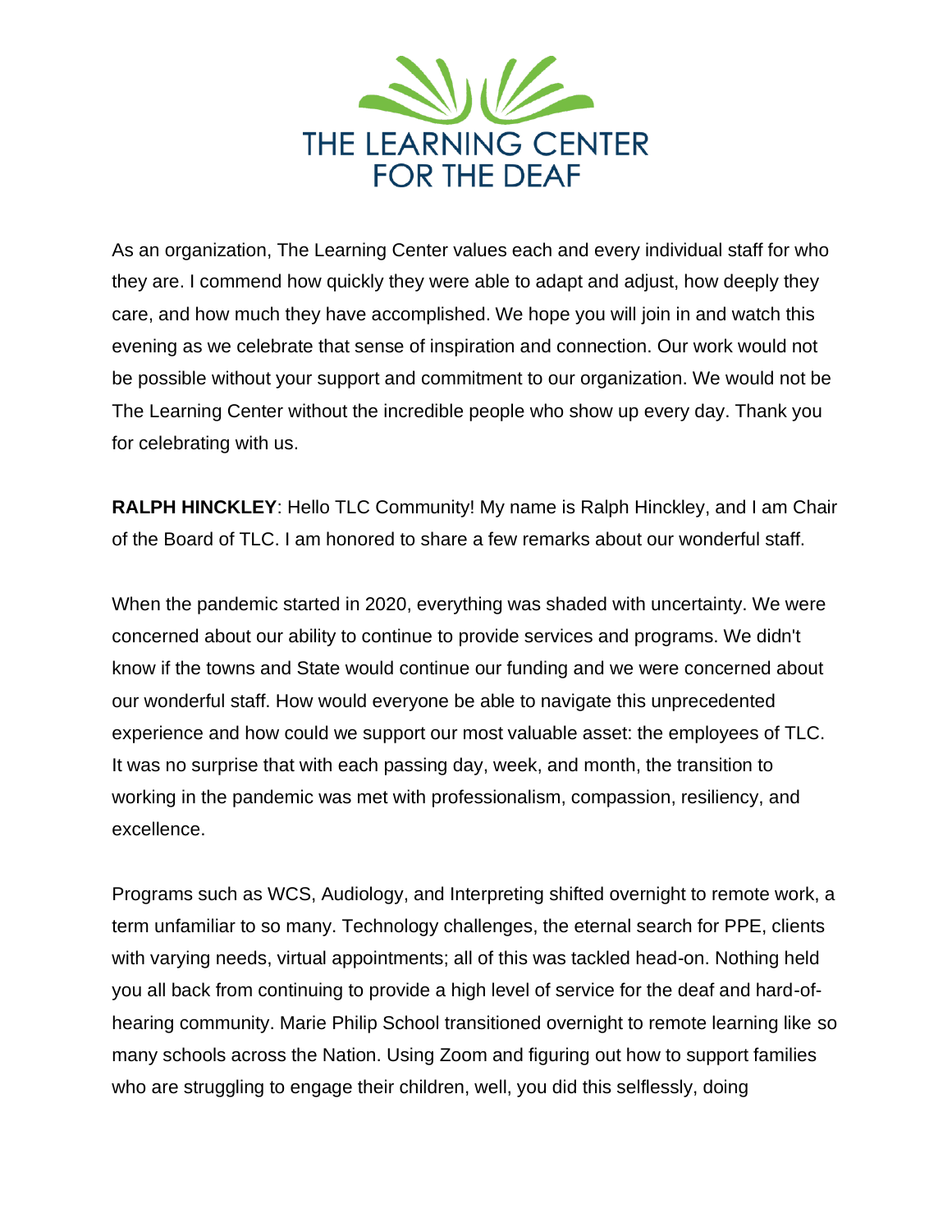As an organization, The Learning Center values each and every individual staff for who they are. I commend how quickly they were able to adapt and adjust, how deeply they care, and how much they have accomplished. We hope you will join in and watch this evening as we celebrate that sense of inspiration and connection. Our work would not be possible without your support and commitment to our organization. We would not be The Learning Center without the incredible people who show up every day. Thank you for celebrating with us.

**RALPH HINCKLEY**: Hello TLC Community! My name is Ralph Hinckley, and I am Chair of the Board of TLC. I am honored to share a few remarks about our wonderful staff.

When the pandemic started in 2020, everything was shaded with uncertainty. We were concerned about our ability to continue to provide services and programs. We didn't know if the towns and State would continue our funding and we were concerned about our wonderful staff. How would everyone be able to navigate this unprecedented experience and how could we support our most valuable asset: the employees of TLC. It was no surprise that with each passing day, week, and month, the transition to working in the pandemic was met with professionalism, compassion, resiliency, and excellence.

Programs such as WCS, Audiology, and Interpreting shifted overnight to remote work, a term unfamiliar to so many. Technology challenges, the eternal search for PPE, clients with varying needs, virtual appointments; all of this was tackled head-on. Nothing held you all back from continuing to provide a high level of service for the deaf and hard-of-hearing community. Marie Philip School transitioned overnight to remote learning like so many schools across the Nation. Using Zoom and figuring out how to support families who are struggling to engage their children, well, you did this selflessly, doing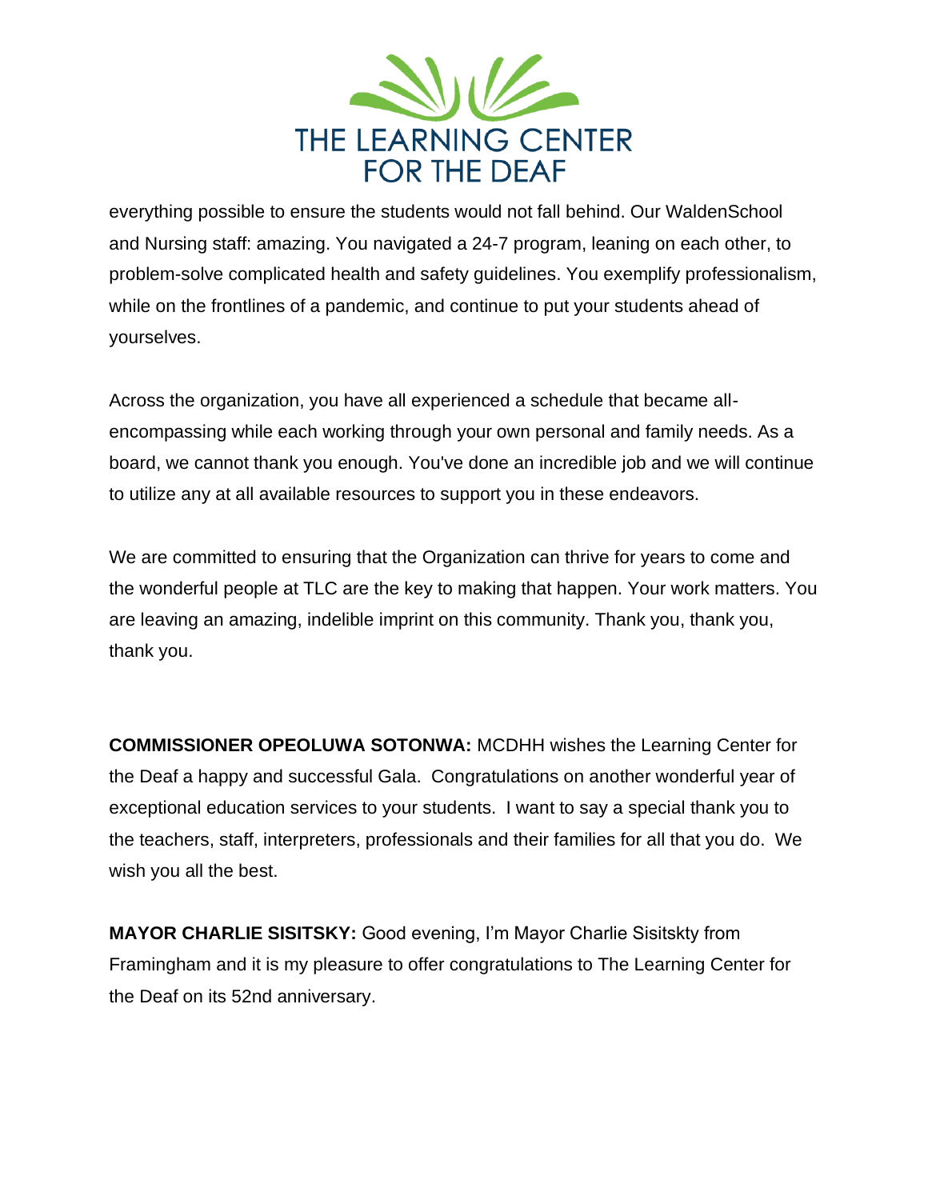everything possible to ensure the students would not fall behind. Our WaldenSchool and Nursing staff: amazing. You navigated a 24-7 program, leaning on each other, to problem-solve complicated health and safety guidelines. You exemplify professionalism, while on the frontlines of a pandemic, and continue to put your students ahead of yourselves.

Across the organization, you have all experienced a schedule that became all-encompassing while each working through your own personal and family needs. As a board, we cannot thank you enough. You've done an incredible job and we will continue to utilize any at all available resources to support you in these endeavors.

We are committed to ensuring that the Organization can thrive for years to come and the wonderful people at TLC are the key to making that happen. Your work matters. You are leaving an amazing, indelible imprint on this community. Thank you, thank you, thank you.

**COMMISSIONER OPEOLUWA SOTONWA:** MCDHH wishes the Learning Center for the Deaf a happy and successful Gala. Congratulations on another wonderful year of exceptional education services to your students. I want to say a special thank you to the teachers, staff, interpreters, professionals and their families for all that you do. We wish you all the best.

**MAYOR CHARLIE SISITSKY:** Good evening, I'm Mayor Charlie Sisitskty from Framingham and it is my pleasure to offer congratulations to The Learning Center for the Deaf on its 52nd anniversary.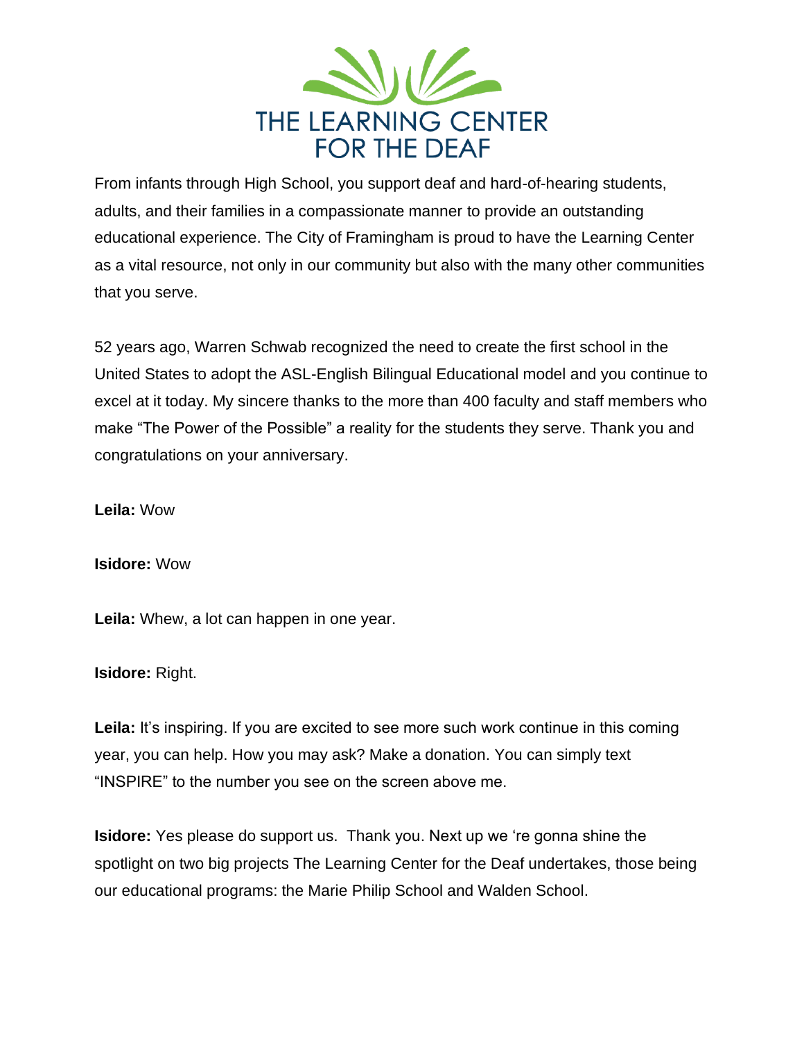From infants through High School, you support deaf and hard-of-hearing students, adults, and their families in a compassionate manner to provide an outstanding educational experience. The City of Framingham is proud to have the Learning Center as a vital resource, not only in our community but also with the many other communities that you serve.

52 years ago, Warren Schwab recognized the need to create the first school in the United States to adopt the ASL-English Bilingual Educational model and you continue to excel at it today. My sincere thanks to the more than 400 faculty and staff members who make "The Power of the Possible" a reality for the students they serve. Thank you and congratulations on your anniversary.

**Leila:** Wow

**Isidore:** Wow

**Leila:** Whew, a lot can happen in one year.

**Isidore:** Right.

**Leila:** It's inspiring. If you are excited to see more such work continue in this coming year, you can help. How you may ask? Make a donation. You can simply text "INSPIRE" to the number you see on the screen above me.

**Isidore:** Yes please do support us. Thank you. Next up we 're gonna shine the spotlight on two big projects The Learning Center for the Deaf undertakes, those being our educational programs: the Marie Philip School and Walden School.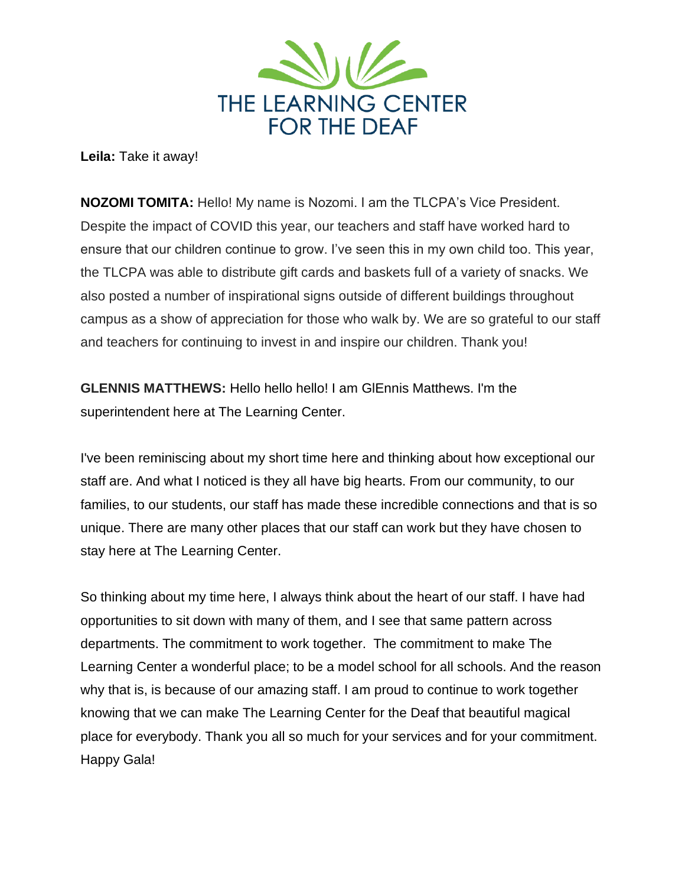**Leila:** Take it away!

**NOZOMI TOMITA:** Hello! My name is Nozomi. I am the TLCPA's Vice President. Despite the impact of COVID this year, our teachers and staff have worked hard to ensure that our children continue to grow. I've seen this in my own child too. This year, the TLCPA was able to distribute gift cards and baskets full of a variety of snacks. We also posted a number of inspirational signs outside of different buildings throughout campus as a show of appreciation for those who walk by. We are so grateful to our staff and teachers for continuing to invest in and inspire our children. Thank you!

**GLENNIS MATTHEWS:** Hello hello hello! I am GlEnnis Matthews. I'm the superintendent here at The Learning Center.

I've been reminiscing about my short time here and thinking about how exceptional our staff are. And what I noticed is they all have big hearts. From our community, to our families, to our students, our staff has made these incredible connections and that is so unique. There are many other places that our staff can work but they have chosen to stay here at The Learning Center.

So thinking about my time here, I always think about the heart of our staff. I have had opportunities to sit down with many of them, and I see that same pattern across departments. The commitment to work together. The commitment to make The Learning Center a wonderful place; to be a model school for all schools. And the reason why that is, is because of our amazing staff. I am proud to continue to work together knowing that we can make The Learning Center for the Deaf that beautiful magical place for everybody. Thank you all so much for your services and for your commitment. Happy Gala!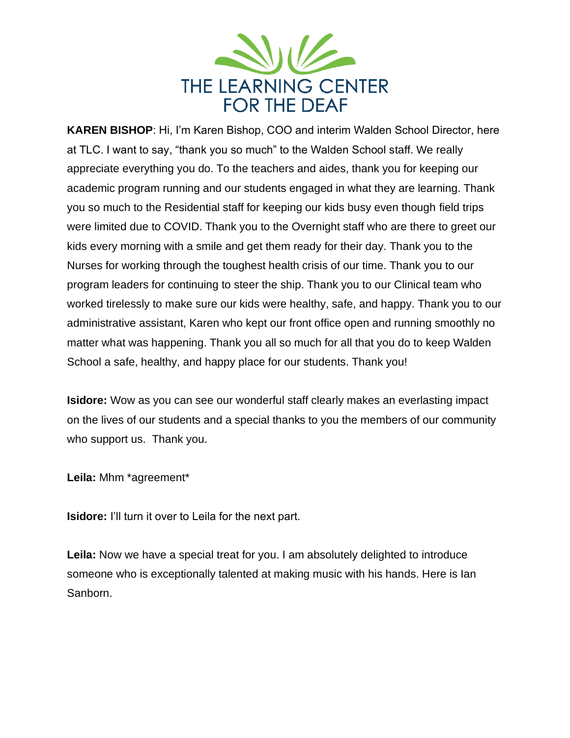**KAREN BISHOP**: Hi, I'm Karen Bishop, COO and interim Walden School Director, here at TLC. I want to say, "thank you so much" to the Walden School staff. We really appreciate everything you do. To the teachers and aides, thank you for keeping our academic program running and our students engaged in what they are learning. Thank you so much to the Residential staff for keeping our kids busy even though field trips were limited due to COVID. Thank you to the Overnight staff who are there to greet our kids every morning with a smile and get them ready for their day. Thank you to the Nurses for working through the toughest health crisis of our time. Thank you to our program leaders for continuing to steer the ship. Thank you to our Clinical team who worked tirelessly to make sure our kids were healthy, safe, and happy. Thank you to our administrative assistant, Karen who kept our front office open and running smoothly no matter what was happening. Thank you all so much for all that you do to keep Walden School a safe, healthy, and happy place for our students. Thank you!

**Isidore:** Wow as you can see our wonderful staff clearly makes an everlasting impact on the lives of our students and a special thanks to you the members of our community who support us. Thank you.

**Leila:** Mhm *agreement*

**Isidore:** I'll turn it over to Leila for the next part.

**Leila:** Now we have a special treat for you. I am absolutely delighted to introduce someone who is exceptionally talented at making music with his hands. Here is Ian Sanborn.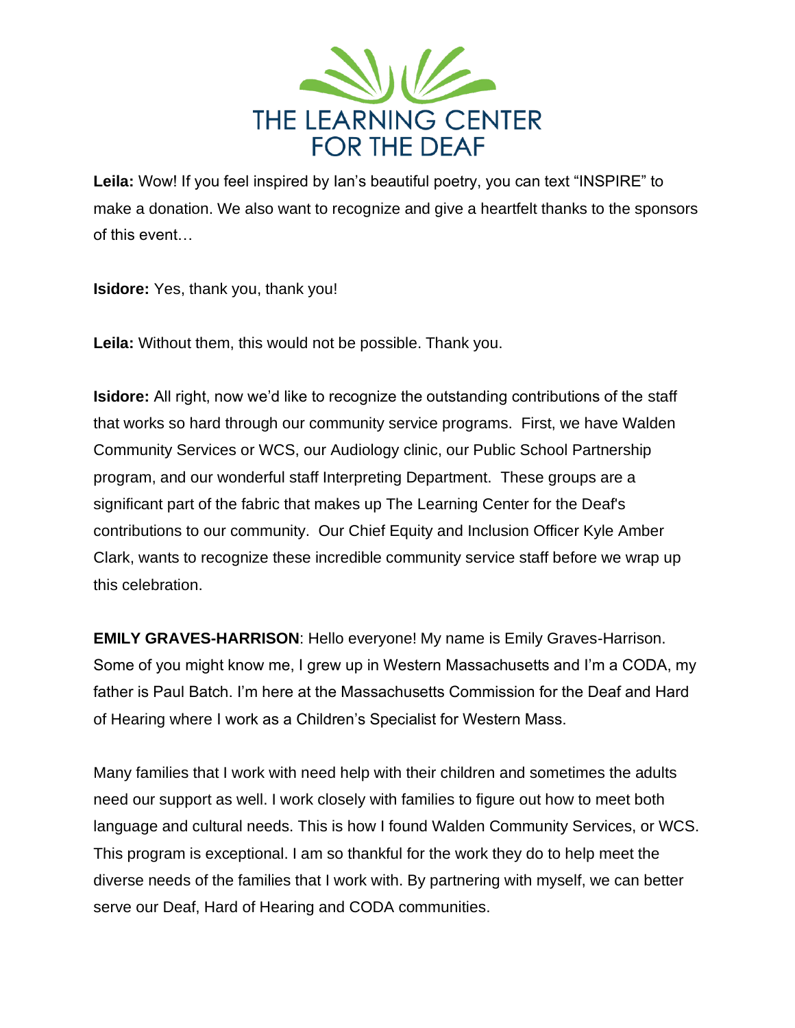**Leila:** Wow! If you feel inspired by Ian's beautiful poetry, you can text "INSPIRE" to make a donation. We also want to recognize and give a heartfelt thanks to the sponsors of this event…

**Isidore:** Yes, thank you, thank you!

**Leila:** Without them, this would not be possible. Thank you.

**Isidore:** All right, now we'd like to recognize the outstanding contributions of the staff that works so hard through our community service programs. First, we have Walden Community Services or WCS, our Audiology clinic, our Public School Partnership program, and our wonderful staff Interpreting Department. These groups are a significant part of the fabric that makes up The Learning Center for the Deaf's contributions to our community. Our Chief Equity and Inclusion Officer Kyle Amber Clark, wants to recognize these incredible community service staff before we wrap up this celebration.

**EMILY GRAVES-HARRISON**: Hello everyone! My name is Emily Graves-Harrison. Some of you might know me, I grew up in Western Massachusetts and I'm a CODA, my father is Paul Batch. I'm here at the Massachusetts Commission for the Deaf and Hard of Hearing where I work as a Children's Specialist for Western Mass.

Many families that I work with need help with their children and sometimes the adults need our support as well. I work closely with families to figure out how to meet both language and cultural needs. This is how I found Walden Community Services, or WCS. This program is exceptional. I am so thankful for the work they do to help meet the diverse needs of the families that I work with. By partnering with myself, we can better serve our Deaf, Hard of Hearing and CODA communities.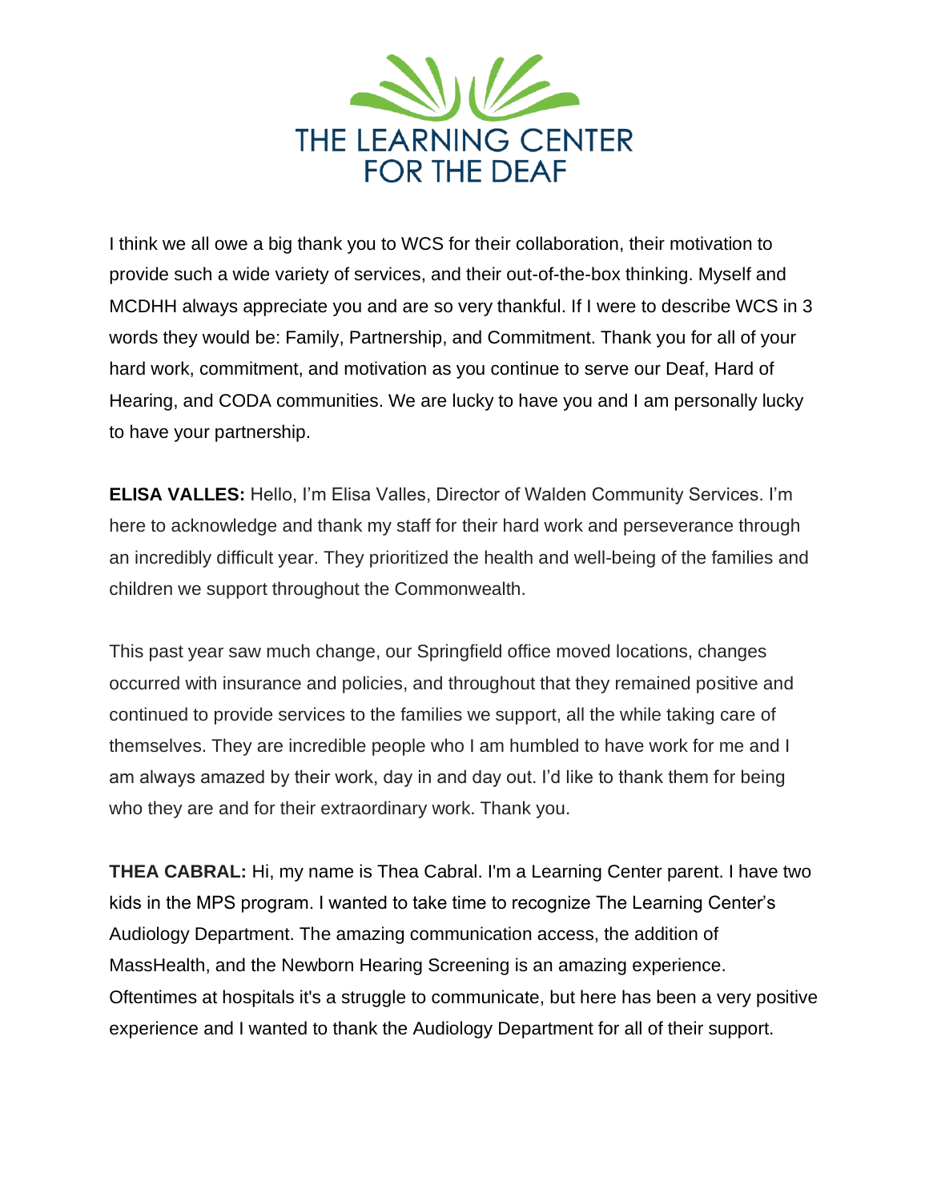I think we all owe a big thank you to WCS for their collaboration, their motivation to provide such a wide variety of services, and their out-of-the-box thinking. Myself and MCDHH always appreciate you and are so very thankful. If I were to describe WCS in 3 words they would be: Family, Partnership, and Commitment. Thank you for all of your hard work, commitment, and motivation as you continue to serve our Deaf, Hard of Hearing, and CODA communities. We are lucky to have you and I am personally lucky to have your partnership.

**ELISA VALLES:** Hello, I'm Elisa Valles, Director of Walden Community Services. I'm here to acknowledge and thank my staff for their hard work and perseverance through an incredibly difficult year. They prioritized the health and well-being of the families and children we support throughout the Commonwealth.

This past year saw much change, our Springfield office moved locations, changes occurred with insurance and policies, and throughout that they remained positive and continued to provide services to the families we support, all the while taking care of themselves. They are incredible people who I am humbled to have work for me and I am always amazed by their work, day in and day out. I'd like to thank them for being who they are and for their extraordinary work. Thank you.

**THEA CABRAL:** Hi, my name is Thea Cabral. I'm a Learning Center parent. I have two kids in the MPS program. I wanted to take time to recognize The Learning Center's Audiology Department. The amazing communication access, the addition of MassHealth, and the Newborn Hearing Screening is an amazing experience. Oftentimes at hospitals it's a struggle to communicate, but here has been a very positive experience and I wanted to thank the Audiology Department for all of their support.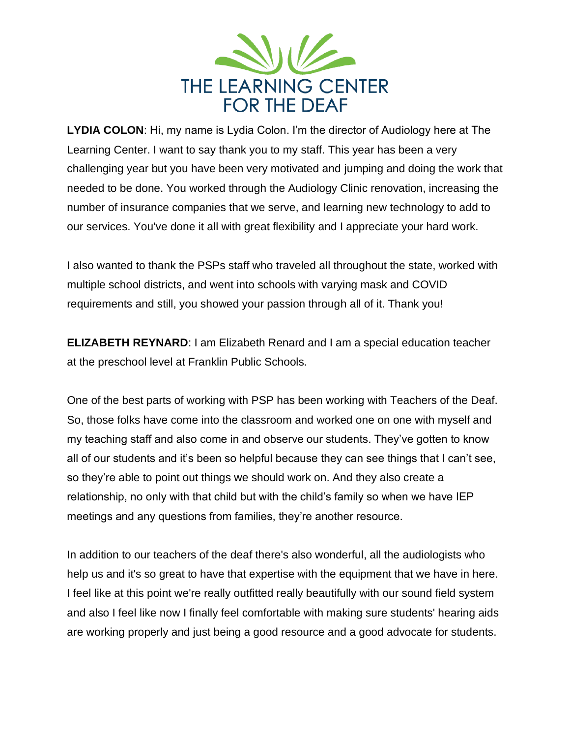**LYDIA COLON**: Hi, my name is Lydia Colon. I'm the director of Audiology here at The Learning Center. I want to say thank you to my staff. This year has been a very challenging year but you have been very motivated and jumping and doing the work that needed to be done. You worked through the Audiology Clinic renovation, increasing the number of insurance companies that we serve, and learning new technology to add to our services. You've done it all with great flexibility and I appreciate your hard work.

I also wanted to thank the PSPs staff who traveled all throughout the state, worked with multiple school districts, and went into schools with varying mask and COVID requirements and still, you showed your passion through all of it. Thank you!

**ELIZABETH REYNARD**: I am Elizabeth Renard and I am a special education teacher at the preschool level at Franklin Public Schools.

One of the best parts of working with PSP has been working with Teachers of the Deaf. So, those folks have come into the classroom and worked one on one with myself and my teaching staff and also come in and observe our students. They've gotten to know all of our students and it's been so helpful because they can see things that I can't see, so they're able to point out things we should work on. And they also create a relationship, no only with that child but with the child's family so when we have IEP meetings and any questions from families, they're another resource.

In addition to our teachers of the deaf there's also wonderful, all the audiologists who help us and it's so great to have that expertise with the equipment that we have in here. I feel like at this point we're really outfitted really beautifully with our sound field system and also I feel like now I finally feel comfortable with making sure students' hearing aids are working properly and just being a good resource and a good advocate for students.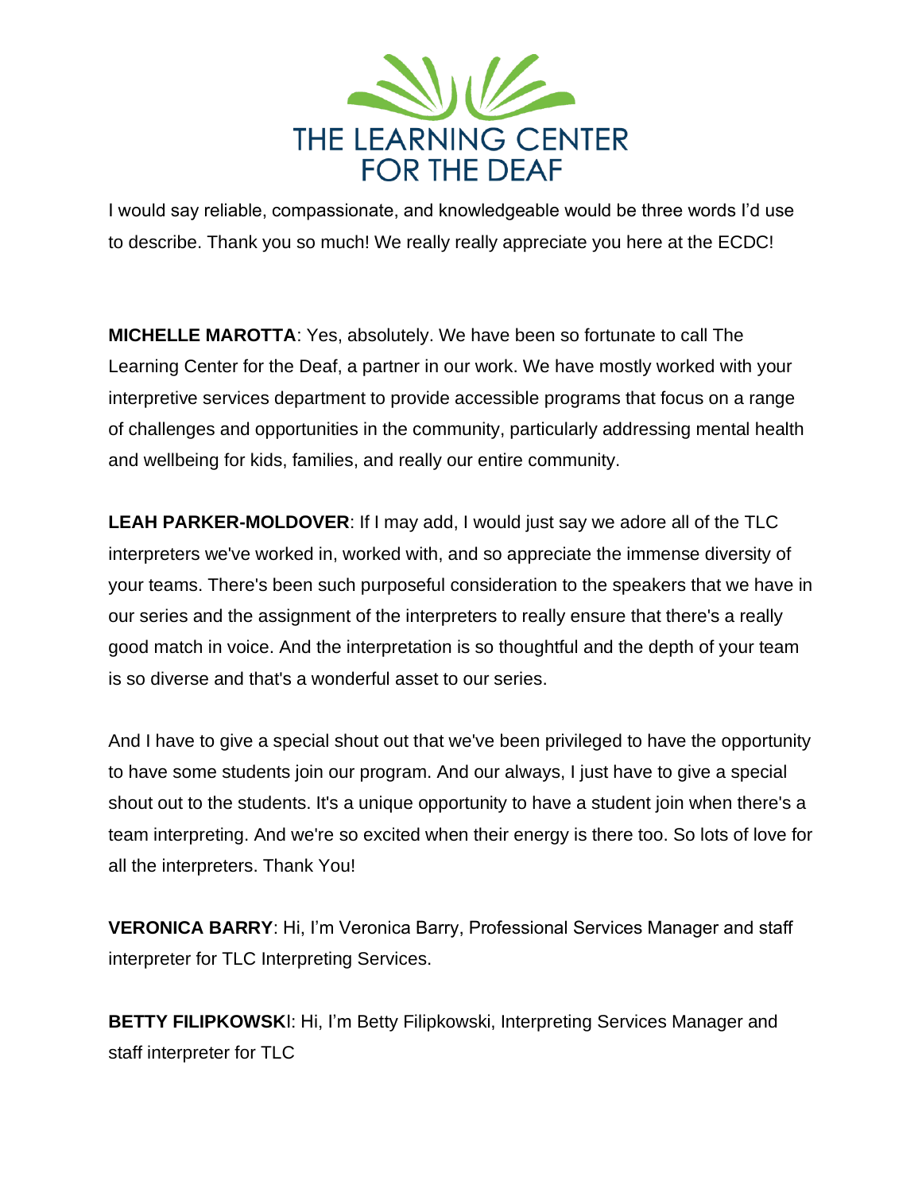I would say reliable, compassionate, and knowledgeable would be three words I'd use to describe. Thank you so much! We really really appreciate you here at the ECDC!

**MICHELLE MAROTTA**: Yes, absolutely. We have been so fortunate to call The Learning Center for the Deaf, a partner in our work. We have mostly worked with your interpretive services department to provide accessible programs that focus on a range of challenges and opportunities in the community, particularly addressing mental health and wellbeing for kids, families, and really our entire community.

**LEAH PARKER-MOLDOVER**: If I may add, I would just say we adore all of the TLC interpreters we've worked in, worked with, and so appreciate the immense diversity of your teams. There's been such purposeful consideration to the speakers that we have in our series and the assignment of the interpreters to really ensure that there's a really good match in voice. And the interpretation is so thoughtful and the depth of your team is so diverse and that's a wonderful asset to our series.

And I have to give a special shout out that we've been privileged to have the opportunity to have some students join our program. And our always, I just have to give a special shout out to the students. It's a unique opportunity to have a student join when there's a team interpreting. And we're so excited when their energy is there too. So lots of love for all the interpreters. Thank You!

**VERONICA BARRY**: Hi, I'm Veronica Barry, Professional Services Manager and staff interpreter for TLC Interpreting Services.

**BETTY FILIPKOWSKI**: Hi, I'm Betty Filipkowski, Interpreting Services Manager and staff interpreter for TLC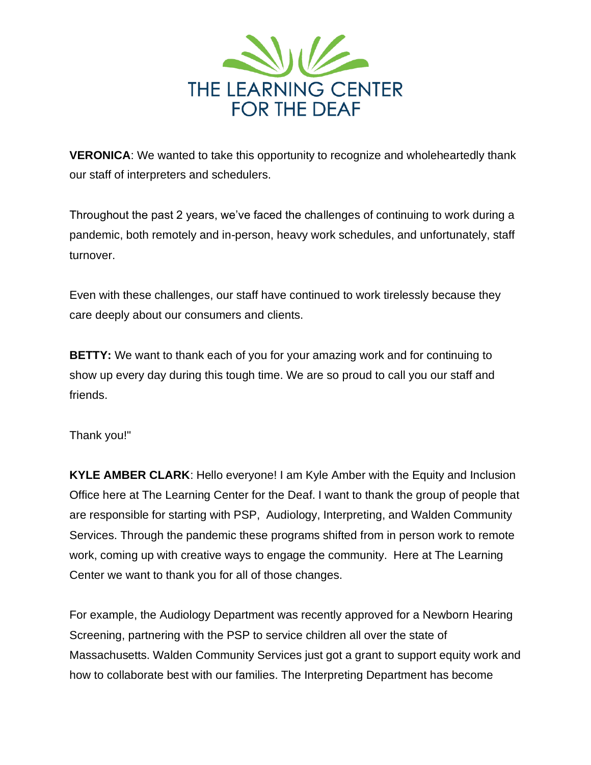**VERONICA**: We wanted to take this opportunity to recognize and wholeheartedly thank our staff of interpreters and schedulers.

Throughout the past 2 years, we've faced the challenges of continuing to work during a pandemic, both remotely and in-person, heavy work schedules, and unfortunately, staff turnover.

Even with these challenges, our staff have continued to work tirelessly because they care deeply about our consumers and clients.

**BETTY:** We want to thank each of you for your amazing work and for continuing to show up every day during this tough time. We are so proud to call you our staff and friends.

Thank you!"

**KYLE AMBER CLARK**: Hello everyone! I am Kyle Amber with the Equity and Inclusion Office here at The Learning Center for the Deaf. I want to thank the group of people that are responsible for starting with PSP, Audiology, Interpreting, and Walden Community Services. Through the pandemic these programs shifted from in person work to remote work, coming up with creative ways to engage the community. Here at The Learning Center we want to thank you for all of those changes.

For example, the Audiology Department was recently approved for a Newborn Hearing Screening, partnering with the PSP to service children all over the state of Massachusetts. Walden Community Services just got a grant to support equity work and how to collaborate best with our families. The Interpreting Department has become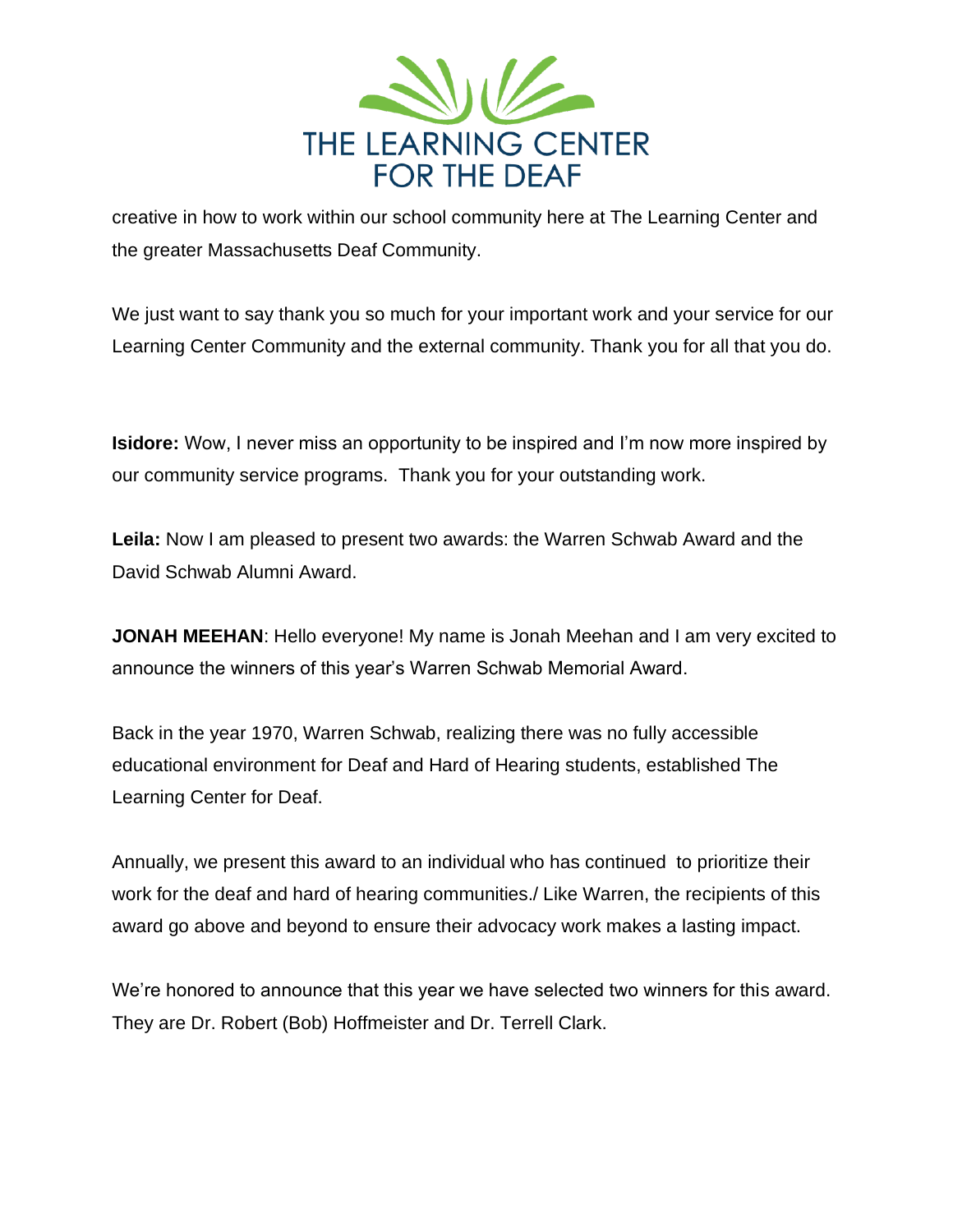creative in how to work within our school community here at The Learning Center and the greater Massachusetts Deaf Community.

We just want to say thank you so much for your important work and your service for our Learning Center Community and the external community. Thank you for all that you do.

**Isidore:** Wow, I never miss an opportunity to be inspired and I'm now more inspired by our community service programs. Thank you for your outstanding work.

**Leila:** Now I am pleased to present two awards: the Warren Schwab Award and the David Schwab Alumni Award.

**JONAH MEEHAN**: Hello everyone! My name is Jonah Meehan and I am very excited to announce the winners of this year's Warren Schwab Memorial Award.

Back in the year 1970, Warren Schwab, realizing there was no fully accessible educational environment for Deaf and Hard of Hearing students, established The Learning Center for Deaf.

Annually, we present this award to an individual who has continued to prioritize their work for the deaf and hard of hearing communities./ Like Warren, the recipients of this award go above and beyond to ensure their advocacy work makes a lasting impact.

We're honored to announce that this year we have selected two winners for this award. They are Dr. Robert (Bob) Hoffmeister and Dr. Terrell Clark.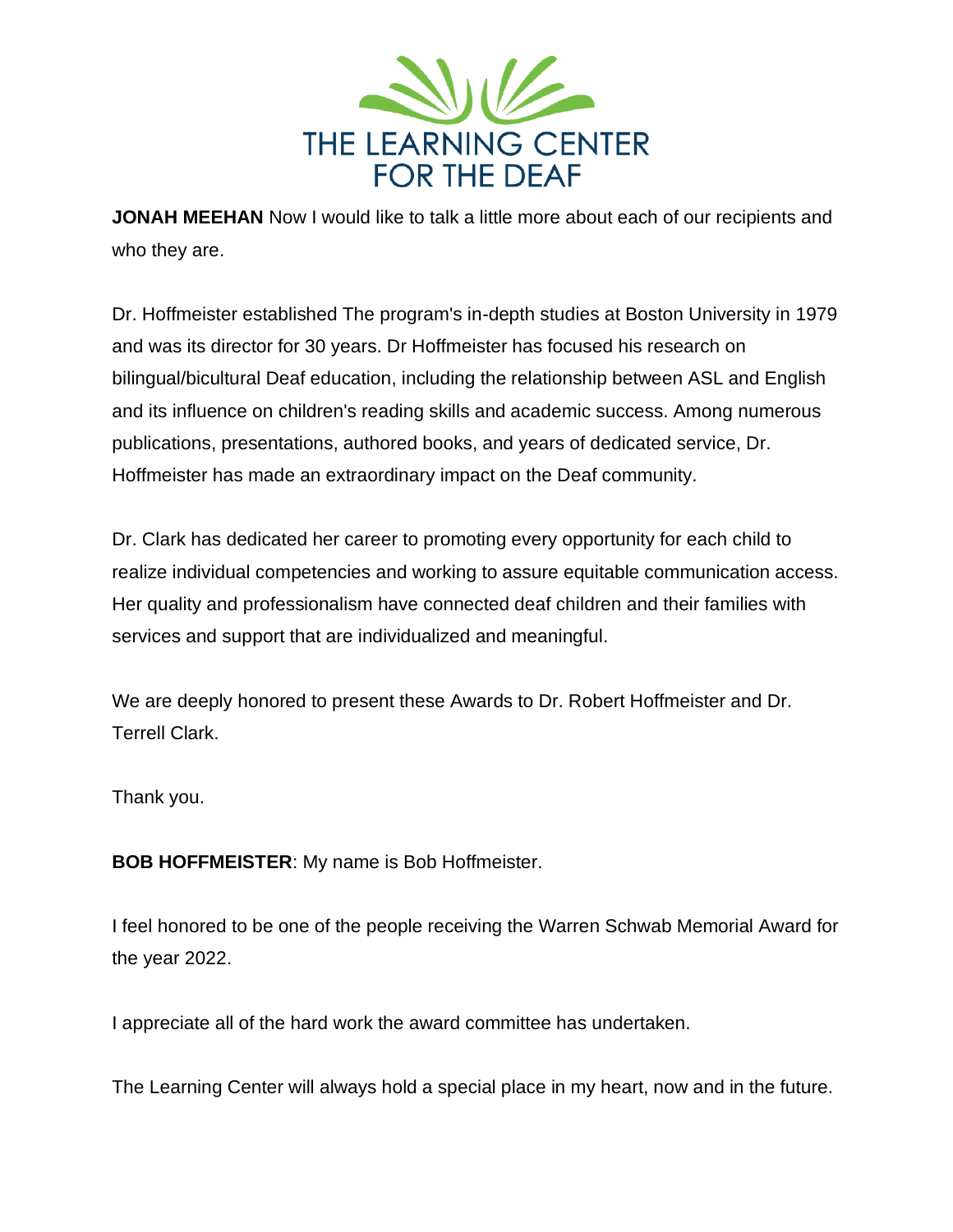**JONAH MEEHAN** Now I would like to talk a little more about each of our recipients and who they are.

Dr. Hoffmeister established The program's in-depth studies at Boston University in 1979 and was its director for 30 years. Dr Hoffmeister has focused his research on bilingual/bicultural Deaf education, including the relationship between ASL and English and its influence on children's reading skills and academic success. Among numerous publications, presentations, authored books, and years of dedicated service, Dr. Hoffmeister has made an extraordinary impact on the Deaf community.

Dr. Clark has dedicated her career to promoting every opportunity for each child to realize individual competencies and working to assure equitable communication access. Her quality and professionalism have connected deaf children and their families with services and support that are individualized and meaningful.

We are deeply honored to present these Awards to Dr. Robert Hoffmeister and Dr. Terrell Clark.

Thank you.

**BOB HOFFMEISTER**: My name is Bob Hoffmeister.

I feel honored to be one of the people receiving the Warren Schwab Memorial Award for the year 2022.

I appreciate all of the hard work the award committee has undertaken.

The Learning Center will always hold a special place in my heart, now and in the future.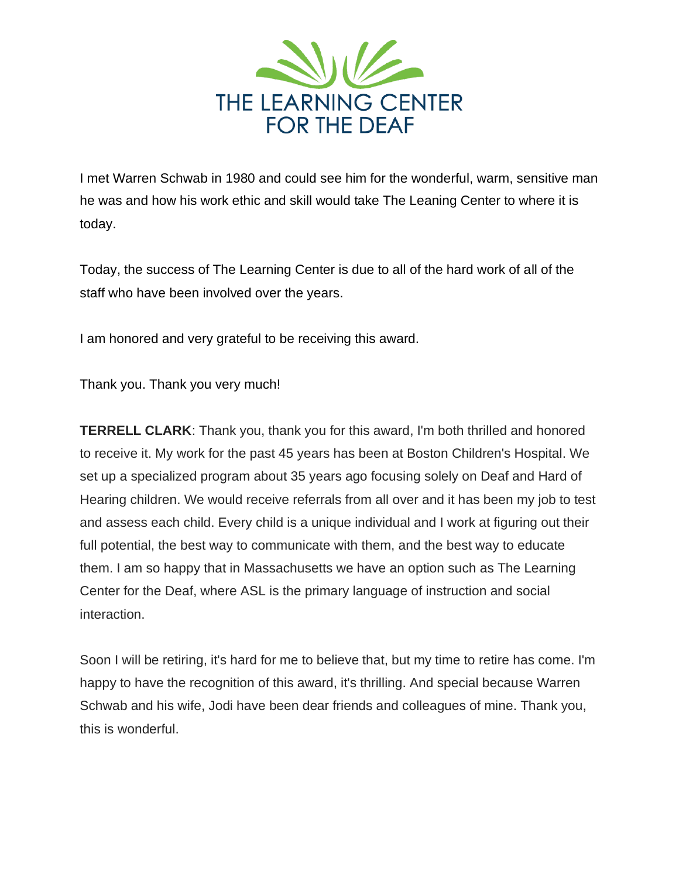I met Warren Schwab in 1980 and could see him for the wonderful, warm, sensitive man he was and how his work ethic and skill would take The Leaning Center to where it is today.

Today, the success of The Learning Center is due to all of the hard work of all of the staff who have been involved over the years.

I am honored and very grateful to be receiving this award.

Thank you. Thank you very much!

**TERRELL CLARK**: Thank you, thank you for this award, I'm both thrilled and honored to receive it. My work for the past 45 years has been at Boston Children's Hospital. We set up a specialized program about 35 years ago focusing solely on Deaf and Hard of Hearing children. We would receive referrals from all over and it has been my job to test and assess each child. Every child is a unique individual and I work at figuring out their full potential, the best way to communicate with them, and the best way to educate them. I am so happy that in Massachusetts we have an option such as The Learning Center for the Deaf, where ASL is the primary language of instruction and social interaction.

Soon I will be retiring, it's hard for me to believe that, but my time to retire has come. I'm happy to have the recognition of this award, it's thrilling. And special because Warren Schwab and his wife, Jodi have been dear friends and colleagues of mine. Thank you, this is wonderful.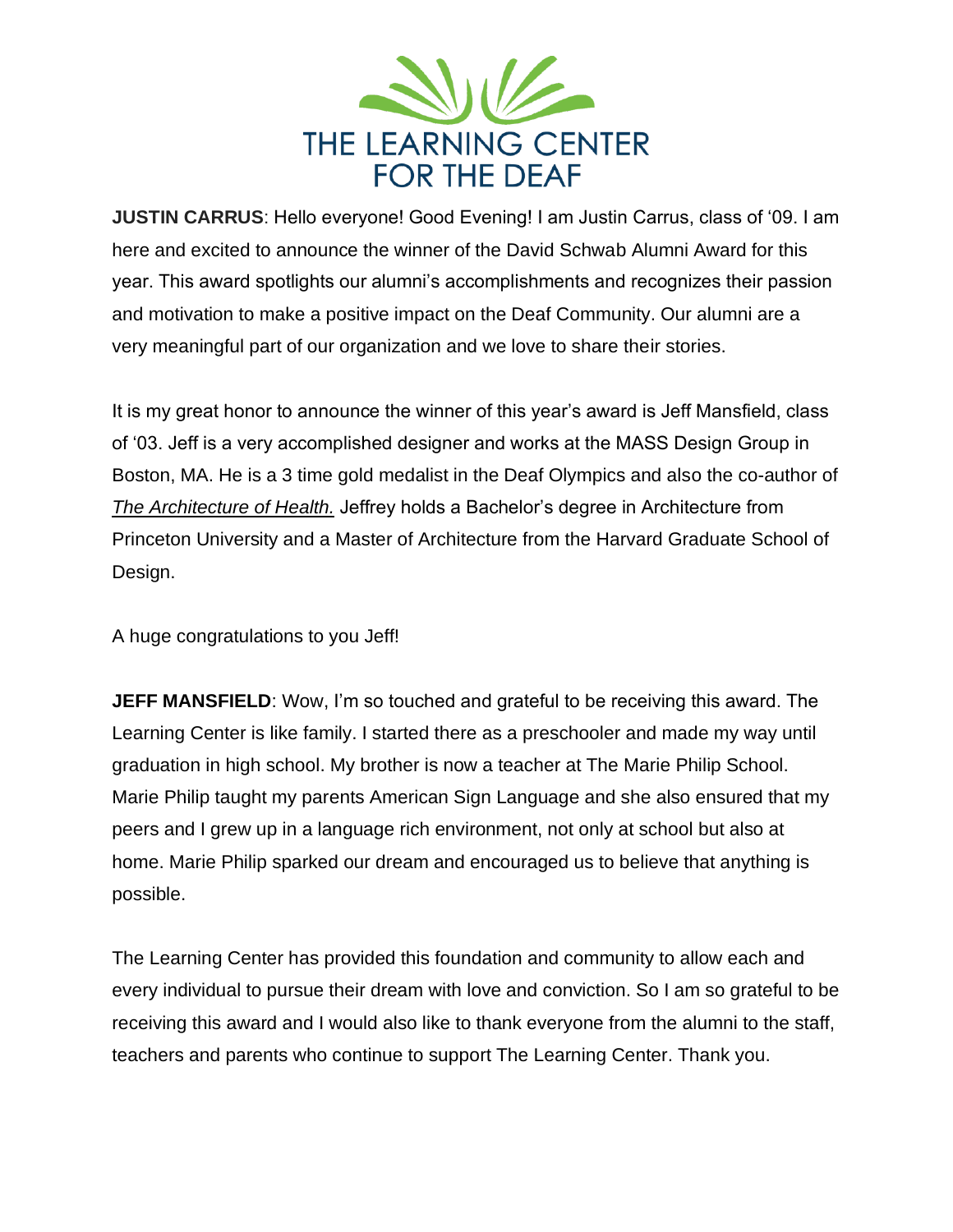THE LEARNING CENTER FOR THE DEAF

**JUSTIN CARRUS**: Hello everyone! Good Evening! I am Justin Carrus, class of '09. I am here and excited to announce the winner of the David Schwab Alumni Award for this year. This award spotlights our alumni's accomplishments and recognizes their passion and motivation to make a positive impact on the Deaf Community. Our alumni are a very meaningful part of our organization and we love to share their stories.

It is my great honor to announce the winner of this year's award is Jeff Mansfield, class of '03. Jeff is a very accomplished designer and works at the MASS Design Group in Boston, MA. He is a 3 time gold medalist in the Deaf Olympics and also the co-author of *The Architecture of Health.* Jeffrey holds a Bachelor's degree in Architecture from Princeton University and a Master of Architecture from the Harvard Graduate School of Design.

A huge congratulations to you Jeff!

**JEFF MANSFIELD**: Wow, I'm so touched and grateful to be receiving this award. The Learning Center is like family. I started there as a preschooler and made my way until graduation in high school. My brother is now a teacher at The Marie Philip School. Marie Philip taught my parents American Sign Language and she also ensured that my peers and I grew up in a language rich environment, not only at school but also at home. Marie Philip sparked our dream and encouraged us to believe that anything is possible.

The Learning Center has provided this foundation and community to allow each and every individual to pursue their dream with love and conviction. So I am so grateful to be receiving this award and I would also like to thank everyone from the alumni to the staff, teachers and parents who continue to support The Learning Center. Thank you.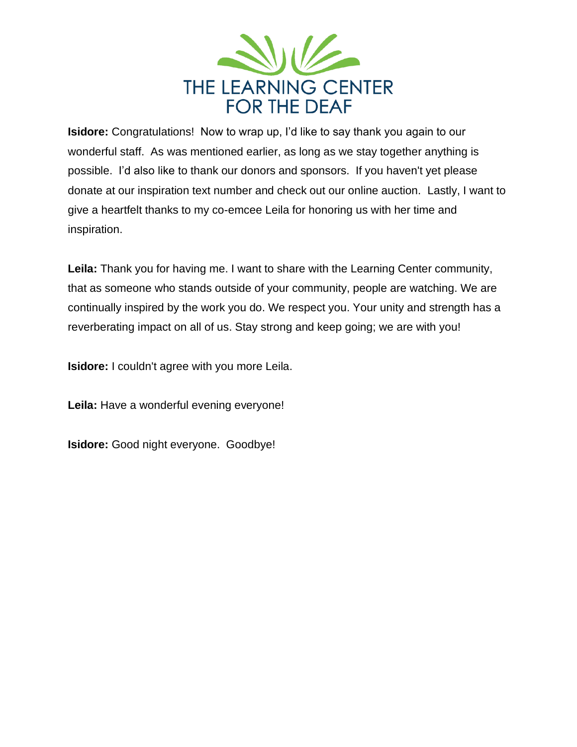THE LEARNING CENTER FOR THE DEAF

**Isidore:** Congratulations! Now to wrap up, I'd like to say thank you again to our wonderful staff. As was mentioned earlier, as long as we stay together anything is possible. I'd also like to thank our donors and sponsors. If you haven't yet please donate at our inspiration text number and check out our online auction. Lastly, I want to give a heartfelt thanks to my co-emcee Leila for honoring us with her time and inspiration.

**Leila:** Thank you for having me. I want to share with the Learning Center community, that as someone who stands outside of your community, people are watching. We are continually inspired by the work you do. We respect you. Your unity and strength has a reverberating impact on all of us. Stay strong and keep going; we are with you!

**Isidore:** I couldn't agree with you more Leila.

**Leila:** Have a wonderful evening everyone!

**Isidore:** Good night everyone. Goodbye!